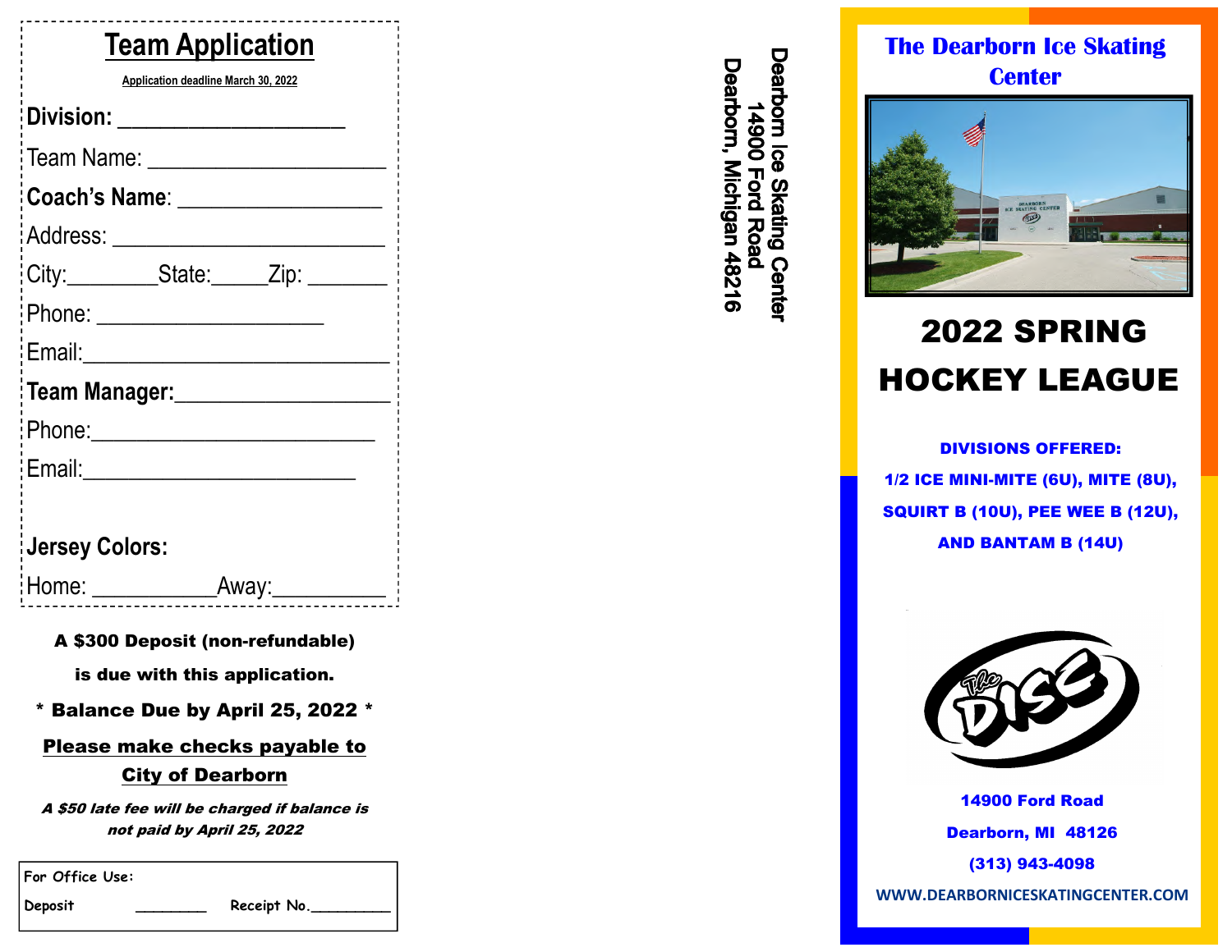# Team Application

**Application deadline March 30, 2022**

**Division:** ____________________

Team Name: ____________________

**Coach's Name**: ____________________

Address: ____________________

City:________State:_____Zip: _______

Phone: ____________________

Email:____________________

**Team Manager:**____________________

Phone:____________________

Email:____________________

**Jersey Colors:**

Home: ___________Away:__________

**A $300 Deposit (non-refundable) is due with this application.**

**\* Balance Due by April 25, 2022 \***

**Please make checks payable to City of Dearborn**

***A $50 late fee will be charged if balance is not paid by April 25, 2022***

For Office Use:

Deposit ________ Receipt No.__________

**Dearborn Ice Skating Center**
**14900 Ford Road**
**Dearborn, Michigan 48216**

## The Dearborn Ice Skating Center

# 2022 SPRING HOCKEY LEAGUE

**DIVISIONS OFFERED:**

**1/2 ICE MINI-MITE (6U), MITE (8U), SQUIRT B (10U), PEE WEE B (12U), AND BANTAM B (14U)**

**14900 Ford Road**

**Dearborn, MI 48126**

**(313) 943-4098**

**WWW.DEARBORNICESKATINGCENTER.COM**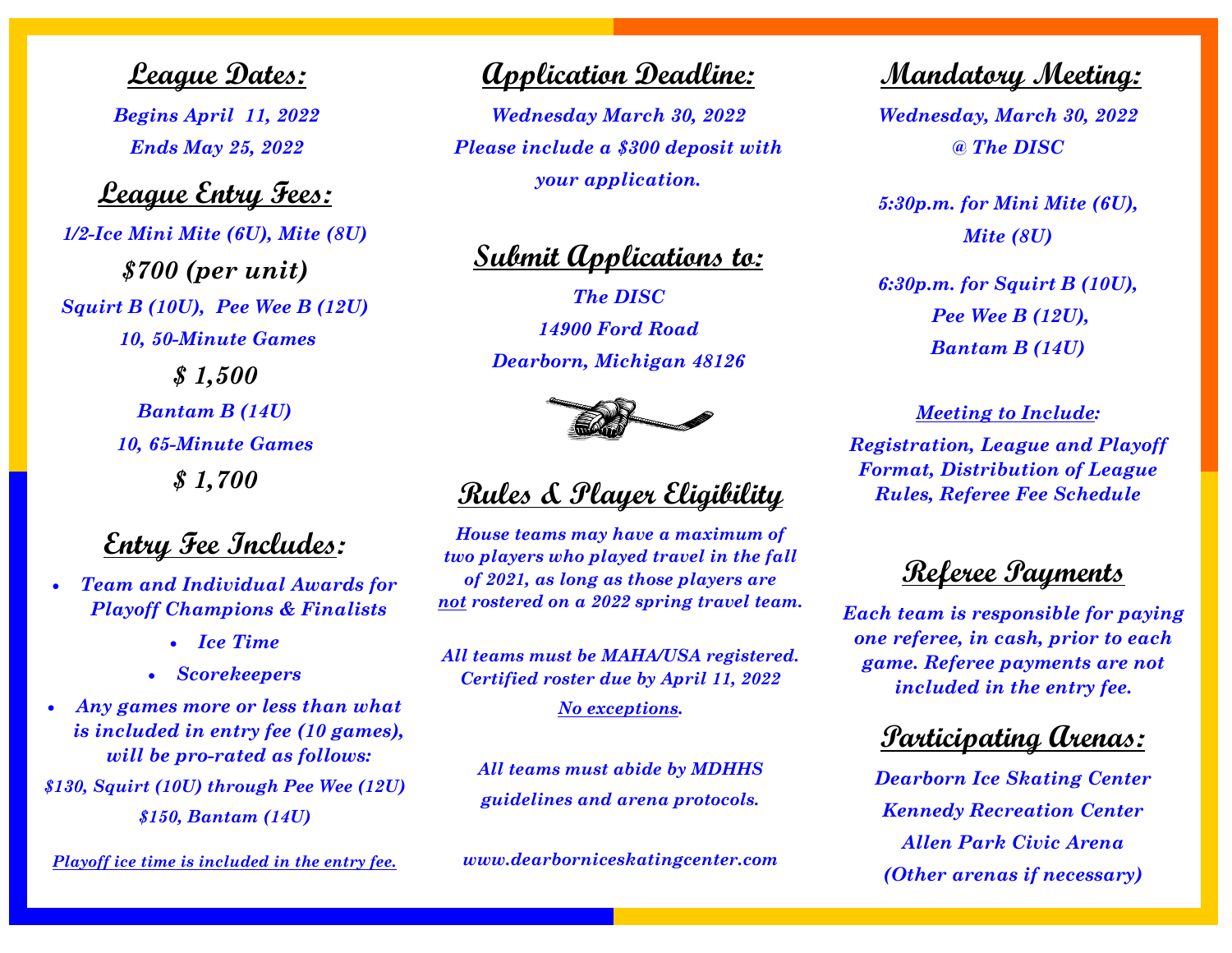## League Dates:

*Begins April 11, 2022*

*Ends May 25, 2022*

## League Entry Fees:

*1/2-Ice Mini Mite (6U), Mite (8U)*

***$700 (per unit)***

*Squirt B (10U), Pee Wee B (12U)*

*10, 50-Minute Games*

***$ 1,500***

*Bantam B (14U)*

*10, 65-Minute Games*

***$ 1,700***

## Entry Fee Includes:

- *Team and Individual Awards for Playoff Champions & Finalists*
- *Ice Time*
- *Scorekeepers*
- *Any games more or less than what is included in entry fee (10 games), will be pro-rated as follows:*

*$130, Squirt (10U) through Pee Wee (12U)*

*$150, Bantam (14U)*

*Playoff ice time is included in the entry fee.*

## Application Deadline:

*Wednesday March 30, 2022*

*Please include a $300 deposit with your application.*

## Submit Applications to:

*The DISC*

*14900 Ford Road*

*Dearborn, Michigan 48126*

## Rules & Player Eligibility

*House teams may have a maximum of two players who played travel in the fall of 2021, as long as those players are not rostered on a 2022 spring travel team.*

*All teams must be MAHA/USA registered. Certified roster due by April 11, 2022*

*No exceptions.*

*All teams must abide by MDHHS guidelines and arena protocols.*

*www.dearborniceskatingcenter.com*

## Mandatory Meeting:

*Wednesday, March 30, 2022*

*@ The DISC*

*5:30p.m. for Mini Mite (6U), Mite (8U)*

*6:30p.m. for Squirt B (10U), Pee Wee B (12U), Bantam B (14U)*

*Meeting to Include:*

*Registration, League and Playoff Format, Distribution of League Rules, Referee Fee Schedule*

## Referee Payments

*Each team is responsible for paying one referee, in cash, prior to each game. Referee payments are not included in the entry fee.*

## Participating Arenas:

*Dearborn Ice Skating Center*

*Kennedy Recreation Center*

*Allen Park Civic Arena*

*(Other arenas if necessary)*